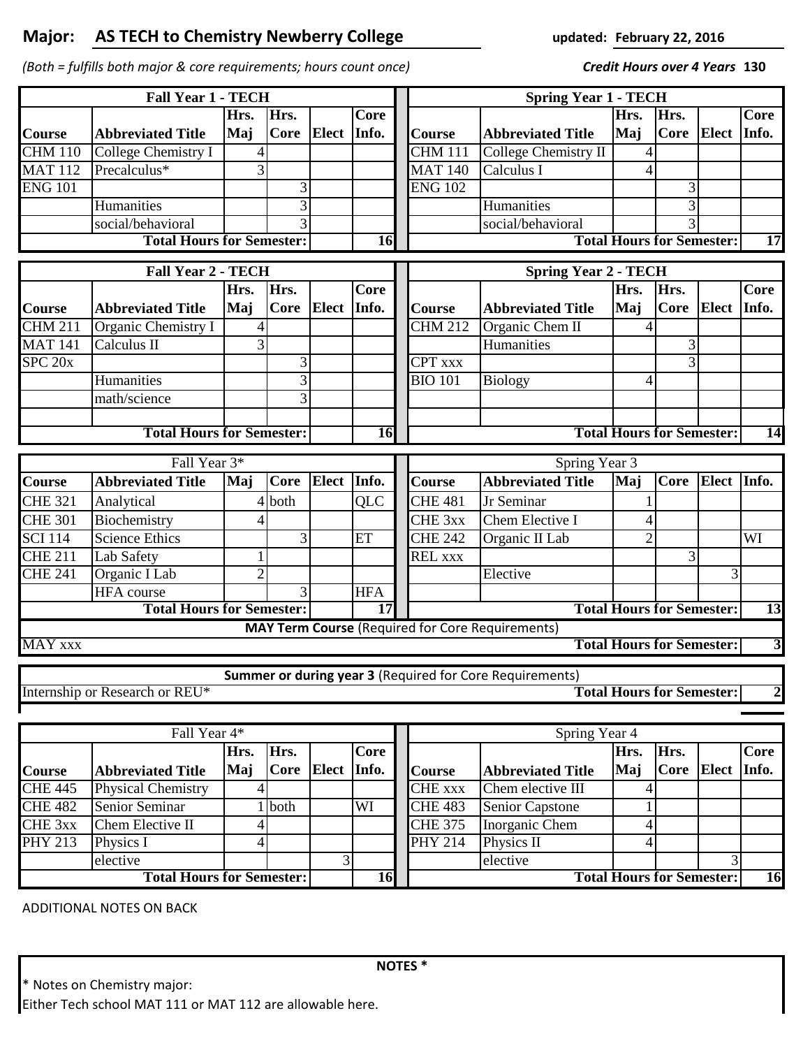**Major: AS TECH to Chemistry Newberry College** | **updated: February 22, 2016**

*(Both = fulfills both major & core requirements; hours count once)* | ***Credit Hours over 4 Years* 130**

| Fall Year 1 - TECH | | | | | | Spring Year 1 - TECH | | | | | |
|---|---|---|---|---|---|---|---|---|---|---|---|
| **Course** | **Abbreviated Title** | **Hrs. Maj** | **Hrs. Core** | **Elect** | **Core Info.** | **Course** | **Abbreviated Title** | **Hrs. Maj** | **Hrs. Core** | **Elect** | **Core Info.** |
| CHM 110 | College Chemistry I | 4 | | | | CHM 111 | College Chemistry II | 4 | | | |
| MAT 112 | Precalculus* | 3 | | | | MAT 140 | Calculus I | 4 | | | |
| ENG 101 | | | 3 | | | ENG 102 | | | 3 | | |
| | Humanities | | 3 | | | | Humanities | | 3 | | |
| | social/behavioral | | 3 | | | | social/behavioral | | 3 | | |
| **Total Hours for Semester:** | | | | | **16** | **Total Hours for Semester:** | | | | | **17** |

| Fall Year 2 - TECH | | | | | | Spring Year 2 - TECH | | | | | |
|---|---|---|---|---|---|---|---|---|---|---|---|
| **Course** | **Abbreviated Title** | **Hrs. Maj** | **Hrs. Core** | **Elect** | **Core Info.** | **Course** | **Abbreviated Title** | **Hrs. Maj** | **Hrs. Core** | **Elect** | **Core Info.** |
| CHM 211 | Organic Chemistry I | 4 | | | | CHM 212 | Organic Chem II | 4 | | | |
| MAT 141 | Calculus II | 3 | | | | | Humanities | | 3 | | |
| SPC 20x | | | 3 | | | CPT xxx | | | 3 | | |
| | Humanities | | 3 | | | BIO 101 | Biology | 4 | | | |
| | math/science | | 3 | | | | | | | | |
| | | | | | | | | | | | |
| **Total Hours for Semester:** | | | | | **16** | **Total Hours for Semester:** | | | | | **14** |

| Fall Year 3* | | | | | | Spring Year 3 | | | | | |
|---|---|---|---|---|---|---|---|---|---|---|---|
| **Course** | **Abbreviated Title** | **Maj** | **Core** | **Elect** | **Info.** | **Course** | **Abbreviated Title** | **Maj** | **Core** | **Elect** | **Info.** |
| CHE 321 | Analytical | 4 | both | | QLC | CHE 481 | Jr Seminar | 1 | | | |
| CHE 301 | Biochemistry | 4 | | | | CHE 3xx | Chem Elective I | 4 | | | |
| SCI 114 | Science Ethics | | 3 | | ET | CHE 242 | Organic II Lab | 2 | | | WI |
| CHE 211 | Lab Safety | 1 | | | | REL xxx | | | 3 | | |
| CHE 241 | Organic I Lab | 2 | | | | | Elective | | | 3 | |
| | HFA course | | 3 | | HFA | | | | | | |
| **Total Hours for Semester:** | | | | | **17** | **Total Hours for Semester:** | | | | | **13** |
| **MAY Term Course** (Required for Core Requirements) | | | | | | | | | | | |
| MAY xxx | | | | | | **Total Hours for Semester:** | | | | | **3** |
| **Summer or during year 3** (Required for Core Requirements) | | | | | | | | | | | |
| Internship or Research or REU* | | | | | | **Total Hours for Semester:** | | | | | **2** |

| Fall Year 4* | | | | | | Spring Year 4 | | | | | |
|---|---|---|---|---|---|---|---|---|---|---|---|
| **Course** | **Abbreviated Title** | **Hrs. Maj** | **Hrs. Core** | **Elect** | **Core Info.** | **Course** | **Abbreviated Title** | **Hrs. Maj** | **Hrs. Core** | **Elect** | **Core Info.** |
| CHE 445 | Physical Chemistry | 4 | | | | CHE xxx | Chem elective III | 4 | | | |
| CHE 482 | Senior Seminar | 1 | both | | WI | CHE 483 | Senior Capstone | 1 | | | |
| CHE 3xx | Chem Elective II | 4 | | | | CHE 375 | Inorganic Chem | 4 | | | |
| PHY 213 | Physics I | 4 | | | | PHY 214 | Physics II | 4 | | | |
| | elective | | | 3 | | | elective | | | 3 | |
| **Total Hours for Semester:** | | | | | **16** | **Total Hours for Semester:** | | | | | **16** |

ADDITIONAL NOTES ON BACK

**NOTES ***

* Notes on Chemistry major:

Either Tech school MAT 111 or MAT 112 are allowable here.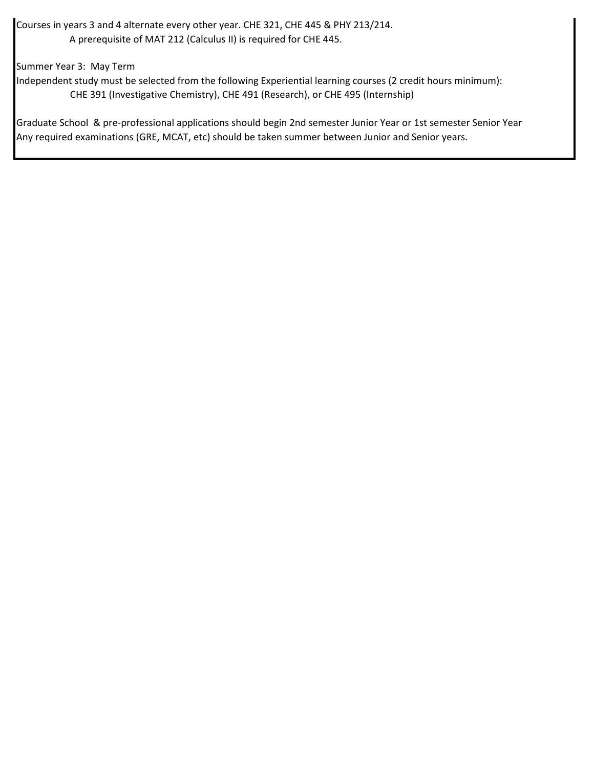Courses in years 3 and 4 alternate every other year. CHE 321, CHE 445 & PHY 213/214.

A prerequisite of MAT 212 (Calculus II) is required for CHE 445.

Summer Year 3: May Term

Independent study must be selected from the following Experiential learning courses (2 credit hours minimum):

CHE 391 (Investigative Chemistry), CHE 491 (Research), or CHE 495 (Internship)

Graduate School & pre-professional applications should begin 2nd semester Junior Year or 1st semester Senior Year

Any required examinations (GRE, MCAT, etc) should be taken summer between Junior and Senior years.